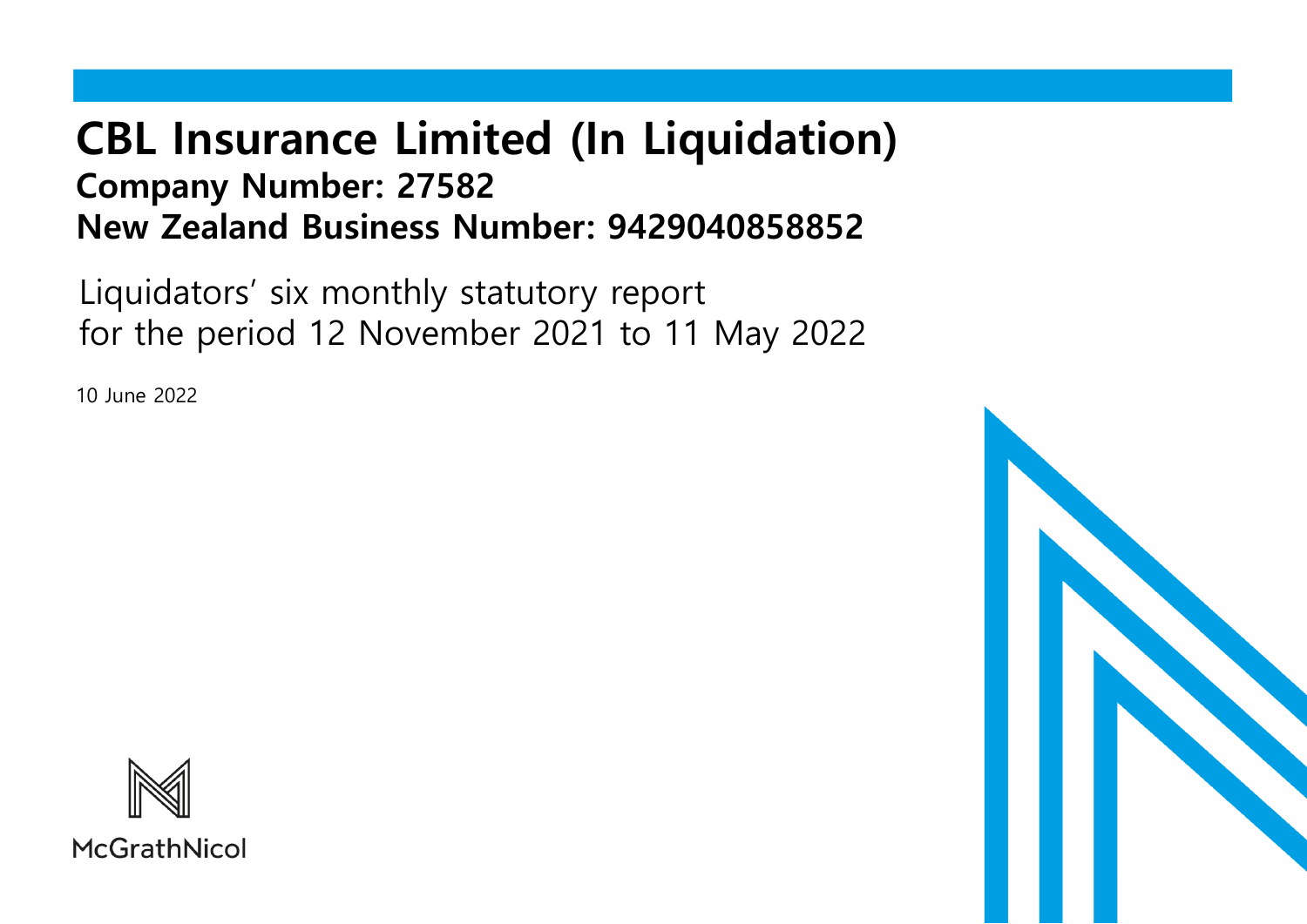# CBL Insurance Limited (In Liquidation)

## Company Number: 27582

## New Zealand Business Number: 9429040858852

Liquidators' six monthly statutory report
for the period 12 November 2021 to 11 May 2022

10 June 2022

McGrathNicol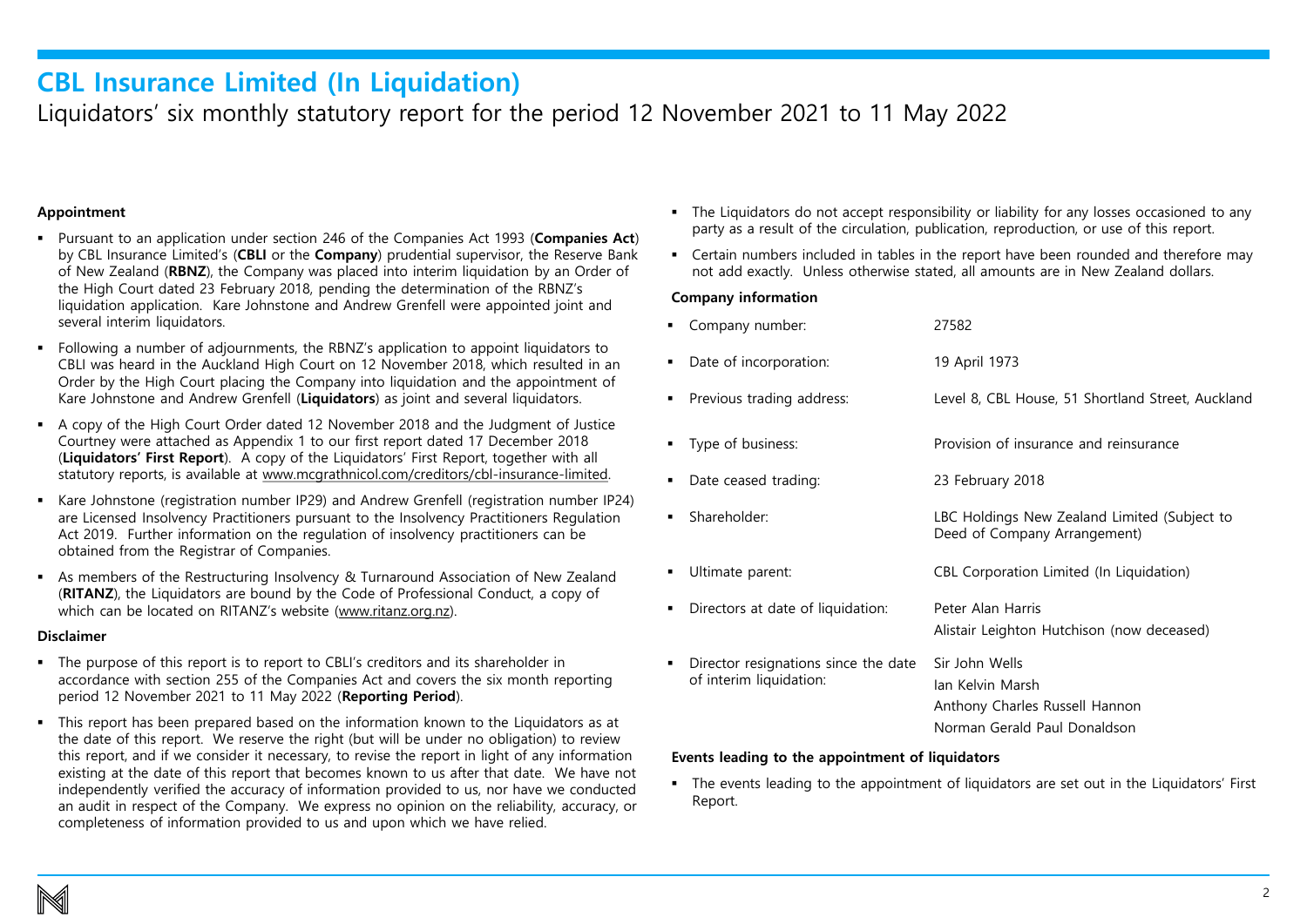# CBL Insurance Limited (In Liquidation)

## Liquidators' six monthly statutory report for the period 12 November 2021 to 11 May 2022

### Appointment

- Pursuant to an application under section 246 of the Companies Act 1993 (**Companies Act**) by CBL Insurance Limited's (**CBLI** or the **Company**) prudential supervisor, the Reserve Bank of New Zealand (**RBNZ**), the Company was placed into interim liquidation by an Order of the High Court dated 23 February 2018, pending the determination of the RBNZ's liquidation application. Kare Johnstone and Andrew Grenfell were appointed joint and several interim liquidators.
- Following a number of adjournments, the RBNZ's application to appoint liquidators to CBLI was heard in the Auckland High Court on 12 November 2018, which resulted in an Order by the High Court placing the Company into liquidation and the appointment of Kare Johnstone and Andrew Grenfell (**Liquidators**) as joint and several liquidators.
- A copy of the High Court Order dated 12 November 2018 and the Judgment of Justice Courtney were attached as Appendix 1 to our first report dated 17 December 2018 (**Liquidators' First Report**). A copy of the Liquidators' First Report, together with all statutory reports, is available at www.mcgrathnicol.com/creditors/cbl-insurance-limited.
- Kare Johnstone (registration number IP29) and Andrew Grenfell (registration number IP24) are Licensed Insolvency Practitioners pursuant to the Insolvency Practitioners Regulation Act 2019. Further information on the regulation of insolvency practitioners can be obtained from the Registrar of Companies.
- As members of the Restructuring Insolvency & Turnaround Association of New Zealand (**RITANZ**), the Liquidators are bound by the Code of Professional Conduct, a copy of which can be located on RITANZ's website (www.ritanz.org.nz).

### Disclaimer

- The purpose of this report is to report to CBLI's creditors and its shareholder in accordance with section 255 of the Companies Act and covers the six month reporting period 12 November 2021 to 11 May 2022 (**Reporting Period**).
- This report has been prepared based on the information known to the Liquidators as at the date of this report. We reserve the right (but will be under no obligation) to review this report, and if we consider it necessary, to revise the report in light of any information existing at the date of this report that becomes known to us after that date. We have not independently verified the accuracy of information provided to us, nor have we conducted an audit in respect of the Company. We express no opinion on the reliability, accuracy, or completeness of information provided to us and upon which we have relied.
- The Liquidators do not accept responsibility or liability for any losses occasioned to any party as a result of the circulation, publication, reproduction, or use of this report.
- Certain numbers included in tables in the report have been rounded and therefore may not add exactly. Unless otherwise stated, all amounts are in New Zealand dollars.

### Company information

- Company number: 27582
- Date of incorporation: 19 April 1973
- Previous trading address: Level 8, CBL House, 51 Shortland Street, Auckland
- Type of business: Provision of insurance and reinsurance
- Date ceased trading: 23 February 2018
- Shareholder: LBC Holdings New Zealand Limited (Subject to Deed of Company Arrangement)
- Ultimate parent: CBL Corporation Limited (In Liquidation)
- Directors at date of liquidation: Peter Alan Harris; Alistair Leighton Hutchison (now deceased)
- Director resignations since the date of interim liquidation: Sir John Wells; Ian Kelvin Marsh; Anthony Charles Russell Hannon; Norman Gerald Paul Donaldson

### Events leading to the appointment of liquidators

- The events leading to the appointment of liquidators are set out in the Liquidators' First Report.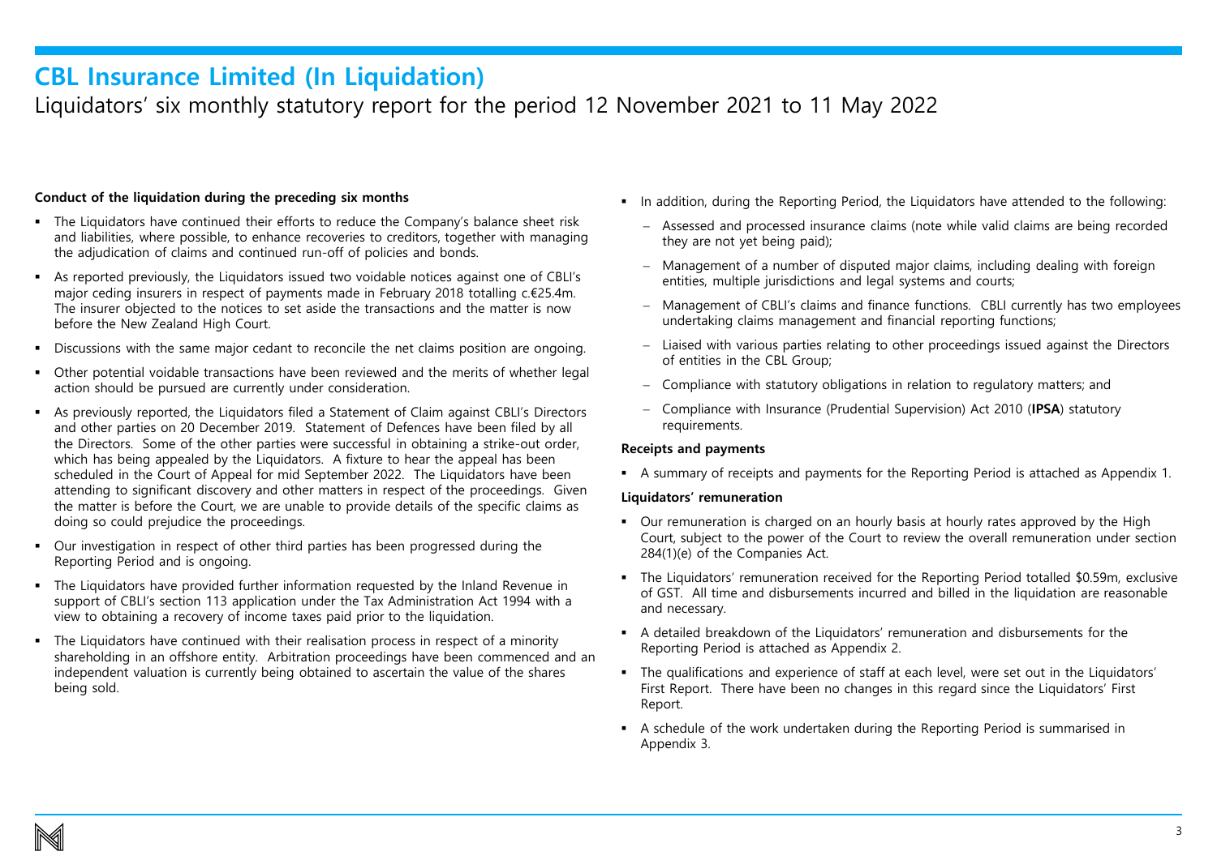# CBL Insurance Limited (In Liquidation)

## Liquidators' six monthly statutory report for the period 12 November 2021 to 11 May 2022

**Conduct of the liquidation during the preceding six months**

- The Liquidators have continued their efforts to reduce the Company's balance sheet risk and liabilities, where possible, to enhance recoveries to creditors, together with managing the adjudication of claims and continued run-off of policies and bonds.
- As reported previously, the Liquidators issued two voidable notices against one of CBLI's major ceding insurers in respect of payments made in February 2018 totalling c.€25.4m. The insurer objected to the notices to set aside the transactions and the matter is now before the New Zealand High Court.
- Discussions with the same major cedant to reconcile the net claims position are ongoing.
- Other potential voidable transactions have been reviewed and the merits of whether legal action should be pursued are currently under consideration.
- As previously reported, the Liquidators filed a Statement of Claim against CBLI's Directors and other parties on 20 December 2019. Statement of Defences have been filed by all the Directors. Some of the other parties were successful in obtaining a strike-out order, which has being appealed by the Liquidators. A fixture to hear the appeal has been scheduled in the Court of Appeal for mid September 2022. The Liquidators have been attending to significant discovery and other matters in respect of the proceedings. Given the matter is before the Court, we are unable to provide details of the specific claims as doing so could prejudice the proceedings.
- Our investigation in respect of other third parties has been progressed during the Reporting Period and is ongoing.
- The Liquidators have provided further information requested by the Inland Revenue in support of CBLI's section 113 application under the Tax Administration Act 1994 with a view to obtaining a recovery of income taxes paid prior to the liquidation.
- The Liquidators have continued with their realisation process in respect of a minority shareholding in an offshore entity. Arbitration proceedings have been commenced and an independent valuation is currently being obtained to ascertain the value of the shares being sold.
- In addition, during the Reporting Period, the Liquidators have attended to the following:
  - Assessed and processed insurance claims (note while valid claims are being recorded they are not yet being paid);
  - Management of a number of disputed major claims, including dealing with foreign entities, multiple jurisdictions and legal systems and courts;
  - Management of CBLI's claims and finance functions. CBLI currently has two employees undertaking claims management and financial reporting functions;
  - Liaised with various parties relating to other proceedings issued against the Directors of entities in the CBL Group;
  - Compliance with statutory obligations in relation to regulatory matters; and
  - Compliance with Insurance (Prudential Supervision) Act 2010 (**IPSA**) statutory requirements.

**Receipts and payments**

- A summary of receipts and payments for the Reporting Period is attached as Appendix 1.

**Liquidators' remuneration**

- Our remuneration is charged on an hourly basis at hourly rates approved by the High Court, subject to the power of the Court to review the overall remuneration under section 284(1)(e) of the Companies Act.
- The Liquidators' remuneration received for the Reporting Period totalled $0.59m, exclusive of GST. All time and disbursements incurred and billed in the liquidation are reasonable and necessary.
- A detailed breakdown of the Liquidators' remuneration and disbursements for the Reporting Period is attached as Appendix 2.
- The qualifications and experience of staff at each level, were set out in the Liquidators' First Report. There have been no changes in this regard since the Liquidators' First Report.
- A schedule of the work undertaken during the Reporting Period is summarised in Appendix 3.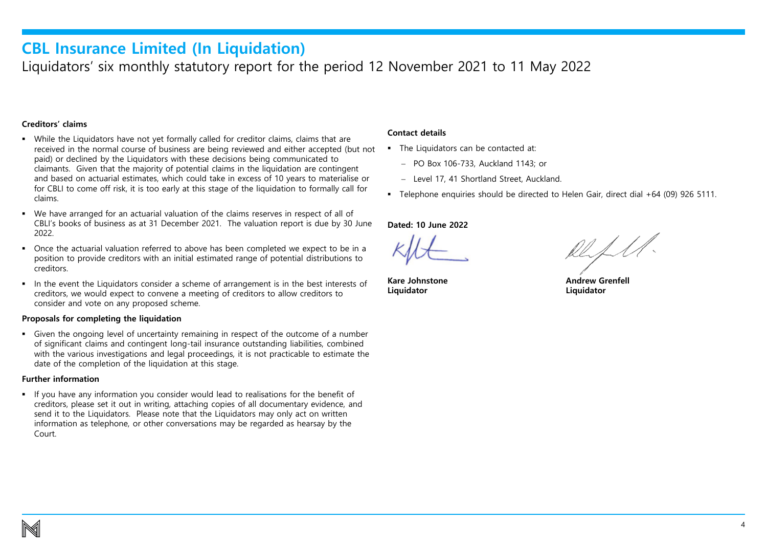# CBL Insurance Limited (In Liquidation)

Liquidators' six monthly statutory report for the period 12 November 2021 to 11 May 2022

**Creditors' claims**

- While the Liquidators have not yet formally called for creditor claims, claims that are received in the normal course of business are being reviewed and either accepted (but not paid) or declined by the Liquidators with these decisions being communicated to claimants. Given that the majority of potential claims in the liquidation are contingent and based on actuarial estimates, which could take in excess of 10 years to materialise or for CBLI to come off risk, it is too early at this stage of the liquidation to formally call for claims.
- We have arranged for an actuarial valuation of the claims reserves in respect of all of CBLI's books of business as at 31 December 2021. The valuation report is due by 30 June 2022.
- Once the actuarial valuation referred to above has been completed we expect to be in a position to provide creditors with an initial estimated range of potential distributions to creditors.
- In the event the Liquidators consider a scheme of arrangement is in the best interests of creditors, we would expect to convene a meeting of creditors to allow creditors to consider and vote on any proposed scheme.

**Proposals for completing the liquidation**

- Given the ongoing level of uncertainty remaining in respect of the outcome of a number of significant claims and contingent long-tail insurance outstanding liabilities, combined with the various investigations and legal proceedings, it is not practicable to estimate the date of the completion of the liquidation at this stage.

**Further information**

- If you have any information you consider would lead to realisations for the benefit of creditors, please set it out in writing, attaching copies of all documentary evidence, and send it to the Liquidators. Please note that the Liquidators may only act on written information as telephone, or other conversations may be regarded as hearsay by the Court.

**Contact details**

- The Liquidators can be contacted at:
  - PO Box 106-733, Auckland 1143; or
  - Level 17, 41 Shortland Street, Auckland.
- Telephone enquiries should be directed to Helen Gair, direct dial +64 (09) 926 5111.

**Dated: 10 June 2022**

**Kare Johnstone**
**Liquidator**

**Andrew Grenfell**
**Liquidator**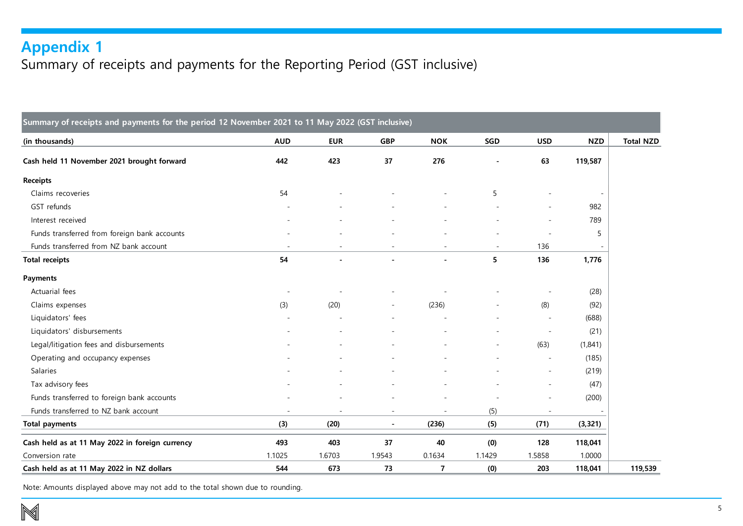# Appendix 1

## Summary of receipts and payments for the Reporting Period (GST inclusive)

| Summary of receipts and payments for the period 12 November 2021 to 11 May 2022 (GST inclusive) | | | | | | | | |
|---|---|---|---|---|---|---|---|---|
| **(in thousands)** | **AUD** | **EUR** | **GBP** | **NOK** | **SGD** | **USD** | **NZD** | **Total NZD** |
| **Cash held 11 November 2021 brought forward** | **442** | **423** | **37** | **276** | **-** | **63** | **119,587** | |
| **Receipts** | | | | | | | | |
| Claims recoveries | 54 | - | - | - | 5 | - | - | |
| GST refunds | - | - | - | - | - | - | 982 | |
| Interest received | - | - | - | - | - | - | 789 | |
| Funds transferred from foreign bank accounts | - | - | - | - | - | - | 5 | |
| Funds transferred from NZ bank account | - | - | - | - | - | 136 | - | |
| **Total receipts** | **54** | **-** | **-** | **-** | **5** | **136** | **1,776** | |
| **Payments** | | | | | | | | |
| Actuarial fees | - | - | - | - | - | - | (28) | |
| Claims expenses | (3) | (20) | - | (236) | - | (8) | (92) | |
| Liquidators' fees | - | - | - | - | - | - | (688) | |
| Liquidators' disbursements | - | - | - | - | - | - | (21) | |
| Legal/litigation fees and disbursements | - | - | - | - | - | (63) | (1,841) | |
| Operating and occupancy expenses | - | - | - | - | - | - | (185) | |
| Salaries | - | - | - | - | - | - | (219) | |
| Tax advisory fees | - | - | - | - | - | - | (47) | |
| Funds transferred to foreign bank accounts | - | - | - | - | - | - | (200) | |
| Funds transferred to NZ bank account | - | - | - | - | (5) | - | - | |
| **Total payments** | **(3)** | **(20)** | **-** | **(236)** | **(5)** | **(71)** | **(3,321)** | |
| **Cash held as at 11 May 2022 in foreign currency** | **493** | **403** | **37** | **40** | **(0)** | **128** | **118,041** | |
| Conversion rate | 1.1025 | 1.6703 | 1.9543 | 0.1634 | 1.1429 | 1.5858 | 1.0000 | |
| **Cash held as at 11 May 2022 in NZ dollars** | **544** | **673** | **73** | **7** | **(0)** | **203** | **118,041** | **119,539** |

Note: Amounts displayed above may not add to the total shown due to rounding.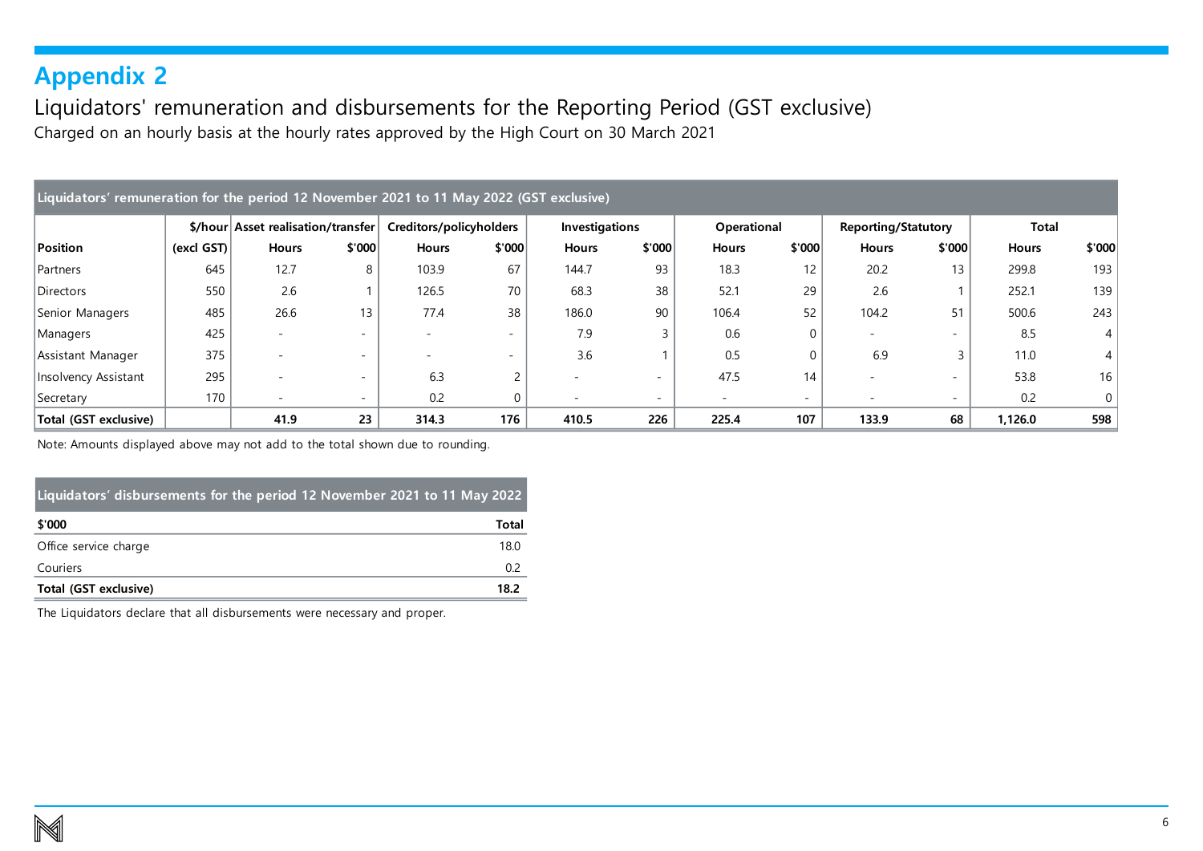# Appendix 2

## Liquidators' remuneration and disbursements for the Reporting Period (GST exclusive)

Charged on an hourly basis at the hourly rates approved by the High Court on 30 March 2021

| Liquidators' remuneration for the period 12 November 2021 to 11 May 2022 (GST exclusive) | | | | | | | | | | | | | | |
|---|---|---|---|---|---|---|---|---|---|---|---|---|---|---|
| | $/hour | Asset realisation/transfer | | Creditors/policyholders | | Investigations | | Operational | | Reporting/Statutory | | Total | |
| **Position** | **(excl GST)** | **Hours** | **$'000** | **Hours** | **$'000** | **Hours** | **$'000** | **Hours** | **$'000** | **Hours** | **$'000** | **Hours** | **$'000** |
| Partners | 645 | 12.7 | 8 | 103.9 | 67 | 144.7 | 93 | 18.3 | 12 | 20.2 | 13 | 299.8 | 193 |
| Directors | 550 | 2.6 | 1 | 126.5 | 70 | 68.3 | 38 | 52.1 | 29 | 2.6 | 1 | 252.1 | 139 |
| Senior Managers | 485 | 26.6 | 13 | 77.4 | 38 | 186.0 | 90 | 106.4 | 52 | 104.2 | 51 | 500.6 | 243 |
| Managers | 425 | - | - | - | - | 7.9 | 3 | 0.6 | 0 | - | - | 8.5 | 4 |
| Assistant Manager | 375 | - | - | - | - | 3.6 | 1 | 0.5 | 0 | 6.9 | 3 | 11.0 | 4 |
| Insolvency Assistant | 295 | - | - | 6.3 | 2 | - | - | 47.5 | 14 | - | - | 53.8 | 16 |
| Secretary | 170 | - | - | 0.2 | 0 | - | - | - | - | - | - | 0.2 | 0 |
| **Total (GST exclusive)** | | **41.9** | **23** | **314.3** | **176** | **410.5** | **226** | **225.4** | **107** | **133.9** | **68** | **1,126.0** | **598** |

Note: Amounts displayed above may not add to the total shown due to rounding.

| Liquidators' disbursements for the period 12 November 2021 to 11 May 2022 | |
|---|---|
| **$'000** | **Total** |
| Office service charge | 18.0 |
| Couriers | 0.2 |
| **Total (GST exclusive)** | **18.2** |

The Liquidators declare that all disbursements were necessary and proper.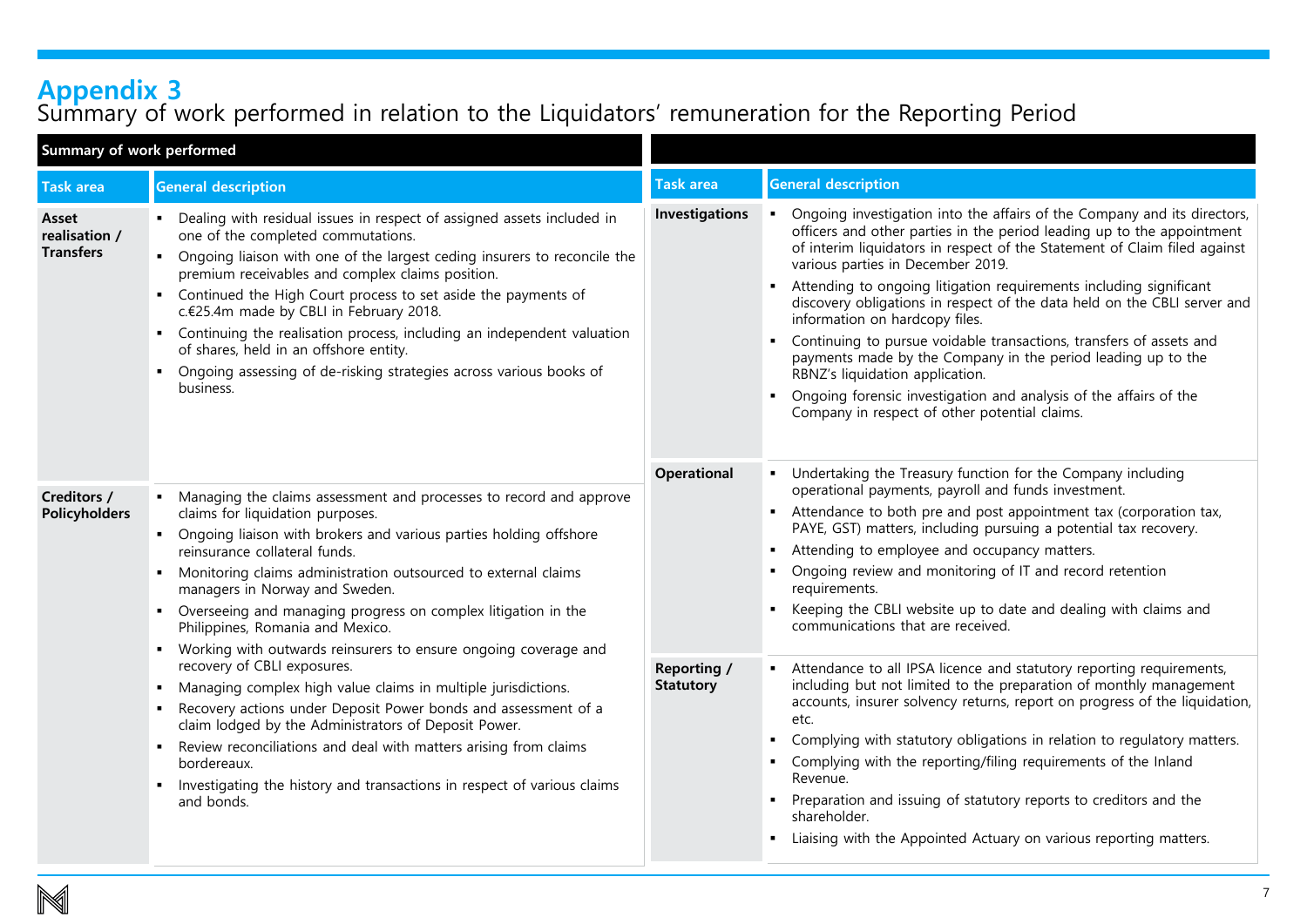# Appendix 3
## Summary of work performed in relation to the Liquidators' remuneration for the Reporting Period

**Summary of work performed**

| Task area | General description |
|---|---|
| **Asset realisation / Transfers** | ▪ Dealing with residual issues in respect of assigned assets included in one of the completed commutations.<br>▪ Ongoing liaison with one of the largest ceding insurers to reconcile the premium receivables and complex claims position.<br>▪ Continued the High Court process to set aside the payments of c.€25.4m made by CBLI in February 2018.<br>▪ Continuing the realisation process, including an independent valuation of shares, held in an offshore entity.<br>▪ Ongoing assessing of de-risking strategies across various books of business. |
| **Creditors / Policyholders** | ▪ Managing the claims assessment and processes to record and approve claims for liquidation purposes.<br>▪ Ongoing liaison with brokers and various parties holding offshore reinsurance collateral funds.<br>▪ Monitoring claims administration outsourced to external claims managers in Norway and Sweden.<br>▪ Overseeing and managing progress on complex litigation in the Philippines, Romania and Mexico.<br>▪ Working with outwards reinsurers to ensure ongoing coverage and recovery of CBLI exposures.<br>▪ Managing complex high value claims in multiple jurisdictions.<br>▪ Recovery actions under Deposit Power bonds and assessment of a claim lodged by the Administrators of Deposit Power.<br>▪ Review reconciliations and deal with matters arising from claims bordereaux.<br>▪ Investigating the history and transactions in respect of various claims and bonds. |
| **Investigations** | ▪ Ongoing investigation into the affairs of the Company and its directors, officers and other parties in the period leading up to the appointment of interim liquidators in respect of the Statement of Claim filed against various parties in December 2019.<br>▪ Attending to ongoing litigation requirements including significant discovery obligations in respect of the data held on the CBLI server and information on hardcopy files.<br>▪ Continuing to pursue voidable transactions, transfers of assets and payments made by the Company in the period leading up to the RBNZ's liquidation application.<br>▪ Ongoing forensic investigation and analysis of the affairs of the Company in respect of other potential claims. |
| **Operational** | ▪ Undertaking the Treasury function for the Company including operational payments, payroll and funds investment.<br>▪ Attendance to both pre and post appointment tax (corporation tax, PAYE, GST) matters, including pursuing a potential tax recovery.<br>▪ Attending to employee and occupancy matters.<br>▪ Ongoing review and monitoring of IT and record retention requirements.<br>▪ Keeping the CBLI website up to date and dealing with claims and communications that are received. |
| **Reporting / Statutory** | ▪ Attendance to all IPSA licence and statutory reporting requirements, including but not limited to the preparation of monthly management accounts, insurer solvency returns, report on progress of the liquidation, etc.<br>▪ Complying with statutory obligations in relation to regulatory matters.<br>▪ Complying with the reporting/filing requirements of the Inland Revenue.<br>▪ Preparation and issuing of statutory reports to creditors and the shareholder.<br>▪ Liaising with the Appointed Actuary on various reporting matters. |